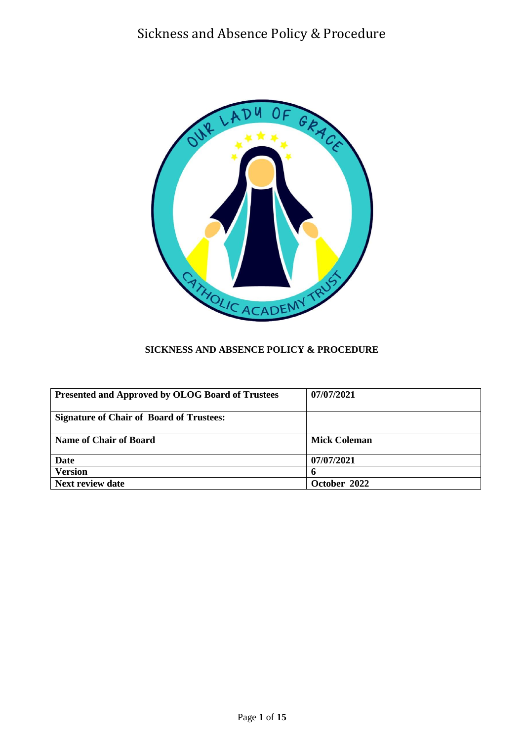# SICKNESS AND ABSENCE POLICY & PROCEDURE

| Presented and Approved by OLOG Board of Trustees | 07/07/2021 |
|---|---|
| Signature of Chair of Board of Trustees: | |
| Name of Chair of Board | Mick Coleman |
| Date | 07/07/2021 |
| Version | 6 |
| Next review date | October 2022 |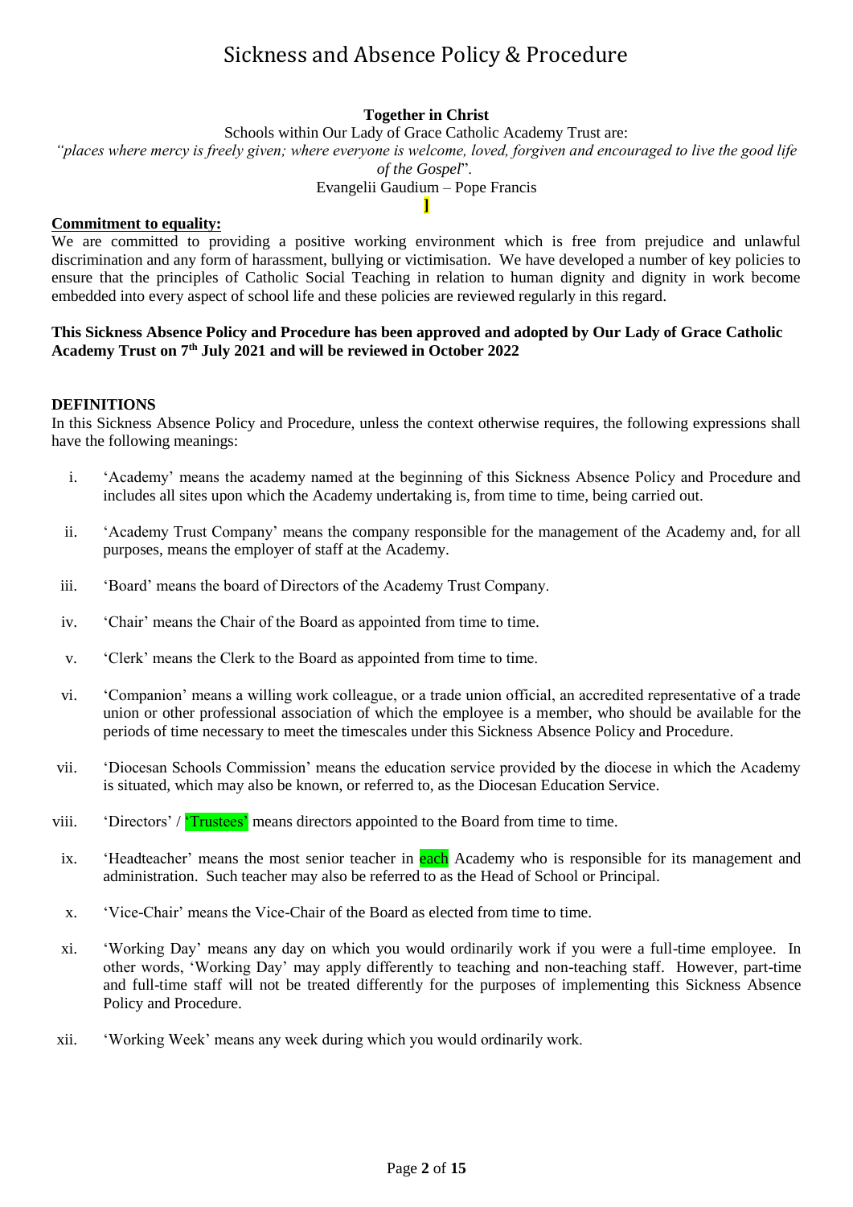# Sickness and Absence Policy & Procedure

**Together in Christ**

Schools within Our Lady of Grace Catholic Academy Trust are:

*"places where mercy is freely given; where everyone is welcome, loved, forgiven and encouraged to live the good life of the Gospel*".

Evangelii Gaudium – Pope Francis

]

**Commitment to equality:**

We are committed to providing a positive working environment which is free from prejudice and unlawful discrimination and any form of harassment, bullying or victimisation. We have developed a number of key policies to ensure that the principles of Catholic Social Teaching in relation to human dignity and dignity in work become embedded into every aspect of school life and these policies are reviewed regularly in this regard.

**This Sickness Absence Policy and Procedure has been approved and adopted by Our Lady of Grace Catholic Academy Trust on 7th July 2021 and will be reviewed in October 2022**

**DEFINITIONS**

In this Sickness Absence Policy and Procedure, unless the context otherwise requires, the following expressions shall have the following meanings:

i. 'Academy' means the academy named at the beginning of this Sickness Absence Policy and Procedure and includes all sites upon which the Academy undertaking is, from time to time, being carried out.

ii. 'Academy Trust Company' means the company responsible for the management of the Academy and, for all purposes, means the employer of staff at the Academy.

iii. 'Board' means the board of Directors of the Academy Trust Company.

iv. 'Chair' means the Chair of the Board as appointed from time to time.

v. 'Clerk' means the Clerk to the Board as appointed from time to time.

vi. 'Companion' means a willing work colleague, or a trade union official, an accredited representative of a trade union or other professional association of which the employee is a member, who should be available for the periods of time necessary to meet the timescales under this Sickness Absence Policy and Procedure.

vii. 'Diocesan Schools Commission' means the education service provided by the diocese in which the Academy is situated, which may also be known, or referred to, as the Diocesan Education Service.

viii. 'Directors' / 'Trustees' means directors appointed to the Board from time to time.

ix. 'Headteacher' means the most senior teacher in each Academy who is responsible for its management and administration. Such teacher may also be referred to as the Head of School or Principal.

x. 'Vice-Chair' means the Vice-Chair of the Board as elected from time to time.

xi. 'Working Day' means any day on which you would ordinarily work if you were a full-time employee. In other words, 'Working Day' may apply differently to teaching and non-teaching staff. However, part-time and full-time staff will not be treated differently for the purposes of implementing this Sickness Absence Policy and Procedure.

xii. 'Working Week' means any week during which you would ordinarily work.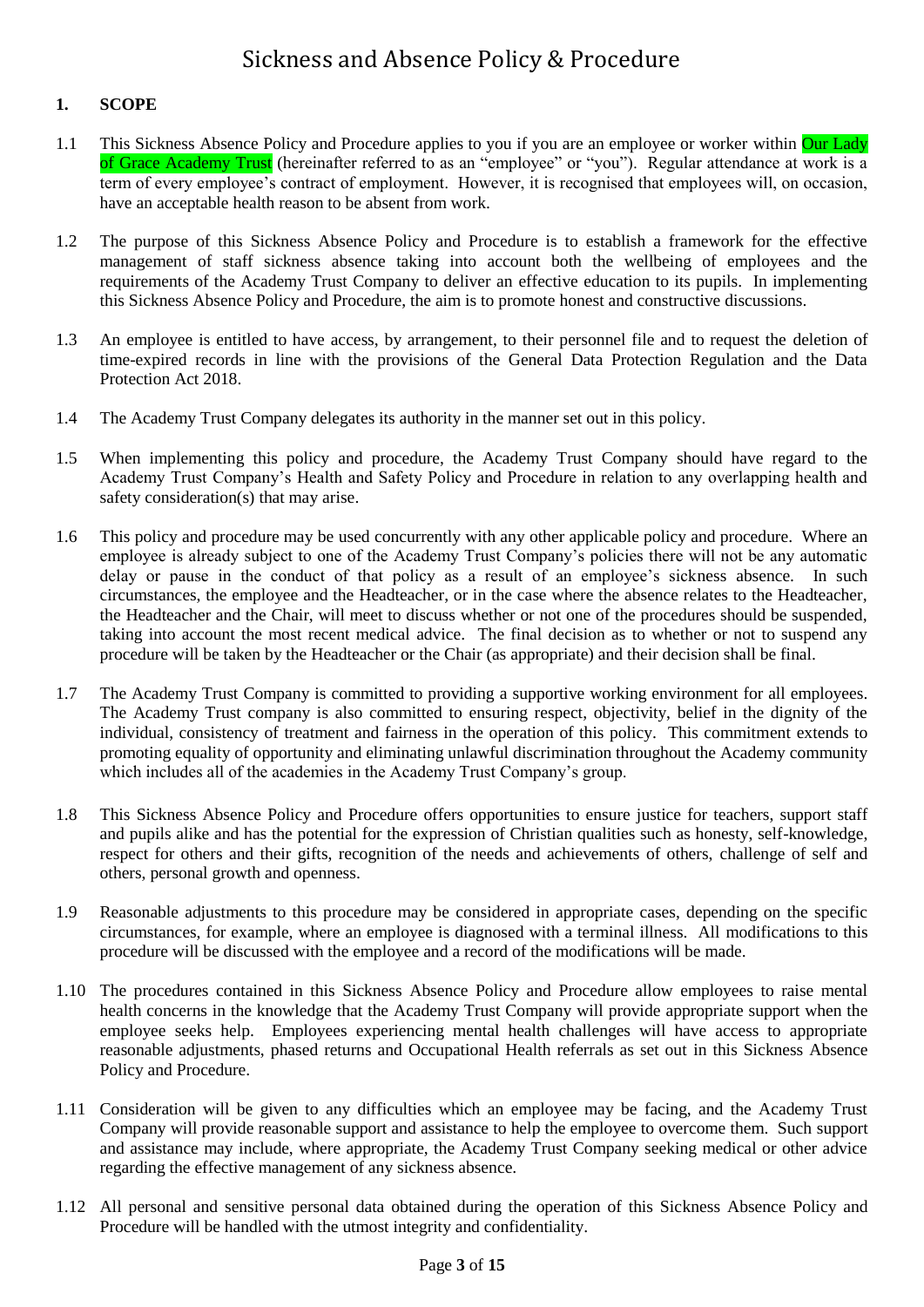# Sickness and Absence Policy & Procedure

## 1. SCOPE

1.1 This Sickness Absence Policy and Procedure applies to you if you are an employee or worker within Our Lady of Grace Academy Trust (hereinafter referred to as an "employee" or "you"). Regular attendance at work is a term of every employee's contract of employment. However, it is recognised that employees will, on occasion, have an acceptable health reason to be absent from work.

1.2 The purpose of this Sickness Absence Policy and Procedure is to establish a framework for the effective management of staff sickness absence taking into account both the wellbeing of employees and the requirements of the Academy Trust Company to deliver an effective education to its pupils. In implementing this Sickness Absence Policy and Procedure, the aim is to promote honest and constructive discussions.

1.3 An employee is entitled to have access, by arrangement, to their personnel file and to request the deletion of time-expired records in line with the provisions of the General Data Protection Regulation and the Data Protection Act 2018.

1.4 The Academy Trust Company delegates its authority in the manner set out in this policy.

1.5 When implementing this policy and procedure, the Academy Trust Company should have regard to the Academy Trust Company's Health and Safety Policy and Procedure in relation to any overlapping health and safety consideration(s) that may arise.

1.6 This policy and procedure may be used concurrently with any other applicable policy and procedure. Where an employee is already subject to one of the Academy Trust Company's policies there will not be any automatic delay or pause in the conduct of that policy as a result of an employee's sickness absence. In such circumstances, the employee and the Headteacher, or in the case where the absence relates to the Headteacher, the Headteacher and the Chair, will meet to discuss whether or not one of the procedures should be suspended, taking into account the most recent medical advice. The final decision as to whether or not to suspend any procedure will be taken by the Headteacher or the Chair (as appropriate) and their decision shall be final.

1.7 The Academy Trust Company is committed to providing a supportive working environment for all employees. The Academy Trust company is also committed to ensuring respect, objectivity, belief in the dignity of the individual, consistency of treatment and fairness in the operation of this policy. This commitment extends to promoting equality of opportunity and eliminating unlawful discrimination throughout the Academy community which includes all of the academies in the Academy Trust Company's group.

1.8 This Sickness Absence Policy and Procedure offers opportunities to ensure justice for teachers, support staff and pupils alike and has the potential for the expression of Christian qualities such as honesty, self-knowledge, respect for others and their gifts, recognition of the needs and achievements of others, challenge of self and others, personal growth and openness.

1.9 Reasonable adjustments to this procedure may be considered in appropriate cases, depending on the specific circumstances, for example, where an employee is diagnosed with a terminal illness. All modifications to this procedure will be discussed with the employee and a record of the modifications will be made.

1.10 The procedures contained in this Sickness Absence Policy and Procedure allow employees to raise mental health concerns in the knowledge that the Academy Trust Company will provide appropriate support when the employee seeks help. Employees experiencing mental health challenges will have access to appropriate reasonable adjustments, phased returns and Occupational Health referrals as set out in this Sickness Absence Policy and Procedure.

1.11 Consideration will be given to any difficulties which an employee may be facing, and the Academy Trust Company will provide reasonable support and assistance to help the employee to overcome them. Such support and assistance may include, where appropriate, the Academy Trust Company seeking medical or other advice regarding the effective management of any sickness absence.

1.12 All personal and sensitive personal data obtained during the operation of this Sickness Absence Policy and Procedure will be handled with the utmost integrity and confidentiality.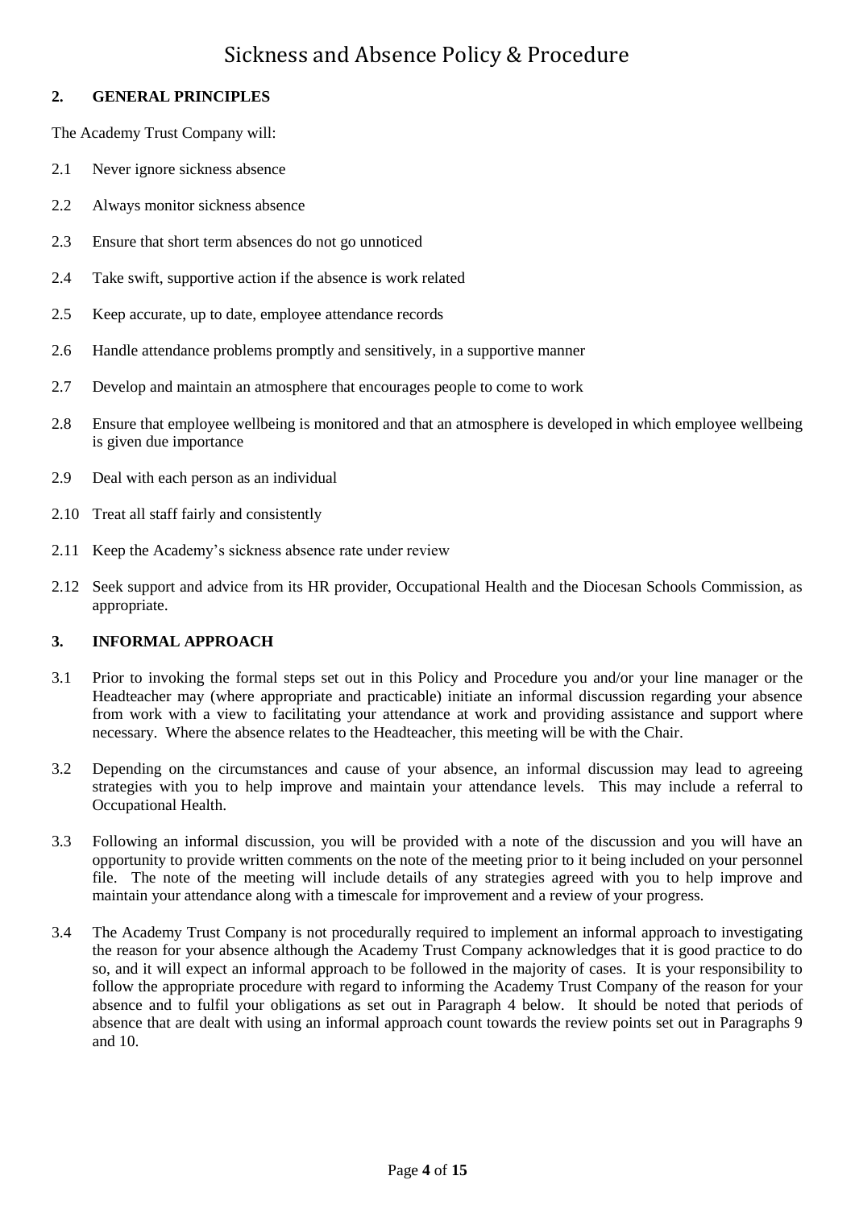## 2. GENERAL PRINCIPLES

The Academy Trust Company will:

2.1 Never ignore sickness absence

2.2 Always monitor sickness absence

2.3 Ensure that short term absences do not go unnoticed

2.4 Take swift, supportive action if the absence is work related

2.5 Keep accurate, up to date, employee attendance records

2.6 Handle attendance problems promptly and sensitively, in a supportive manner

2.7 Develop and maintain an atmosphere that encourages people to come to work

2.8 Ensure that employee wellbeing is monitored and that an atmosphere is developed in which employee wellbeing is given due importance

2.9 Deal with each person as an individual

2.10 Treat all staff fairly and consistently

2.11 Keep the Academy's sickness absence rate under review

2.12 Seek support and advice from its HR provider, Occupational Health and the Diocesan Schools Commission, as appropriate.

## 3. INFORMAL APPROACH

3.1 Prior to invoking the formal steps set out in this Policy and Procedure you and/or your line manager or the Headteacher may (where appropriate and practicable) initiate an informal discussion regarding your absence from work with a view to facilitating your attendance at work and providing assistance and support where necessary. Where the absence relates to the Headteacher, this meeting will be with the Chair.

3.2 Depending on the circumstances and cause of your absence, an informal discussion may lead to agreeing strategies with you to help improve and maintain your attendance levels. This may include a referral to Occupational Health.

3.3 Following an informal discussion, you will be provided with a note of the discussion and you will have an opportunity to provide written comments on the note of the meeting prior to it being included on your personnel file. The note of the meeting will include details of any strategies agreed with you to help improve and maintain your attendance along with a timescale for improvement and a review of your progress.

3.4 The Academy Trust Company is not procedurally required to implement an informal approach to investigating the reason for your absence although the Academy Trust Company acknowledges that it is good practice to do so, and it will expect an informal approach to be followed in the majority of cases. It is your responsibility to follow the appropriate procedure with regard to informing the Academy Trust Company of the reason for your absence and to fulfil your obligations as set out in Paragraph 4 below. It should be noted that periods of absence that are dealt with using an informal approach count towards the review points set out in Paragraphs 9 and 10.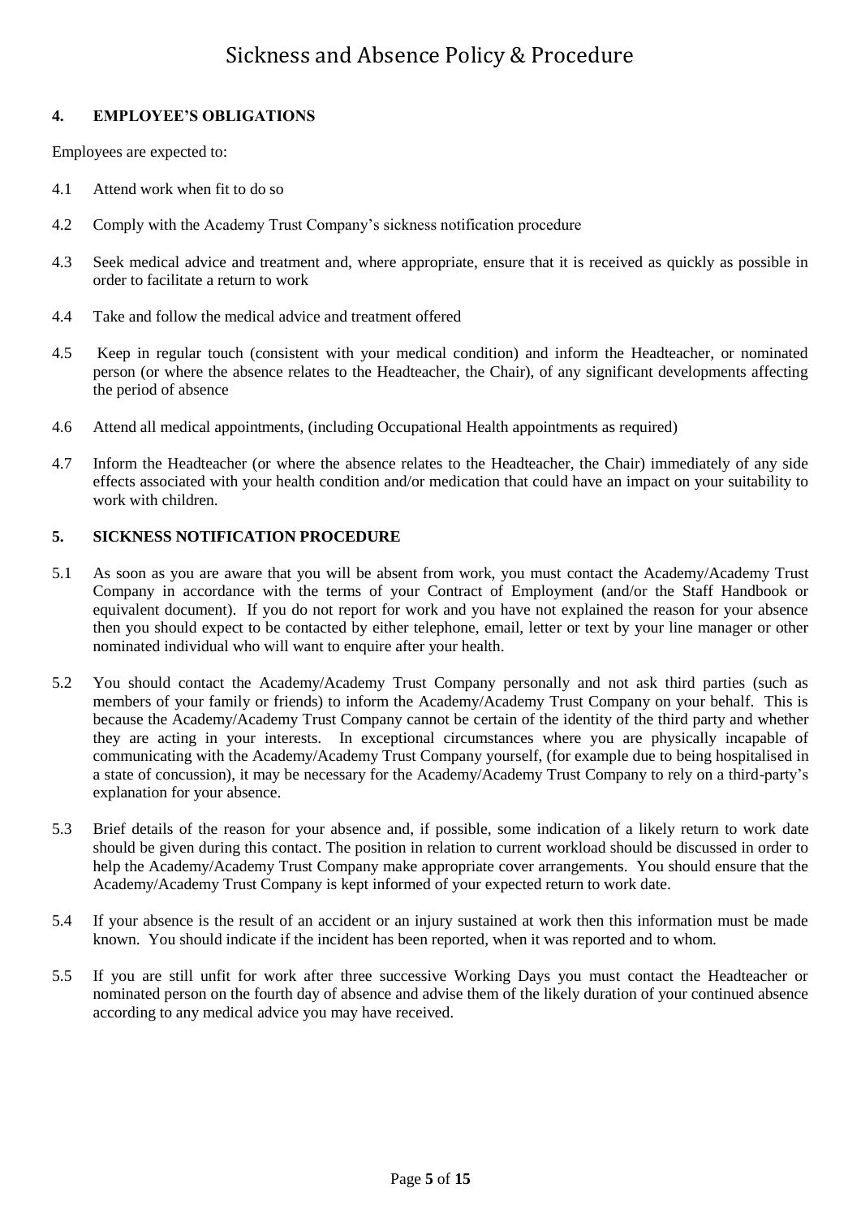## 4. EMPLOYEE'S OBLIGATIONS

Employees are expected to:

4.1 Attend work when fit to do so

4.2 Comply with the Academy Trust Company's sickness notification procedure

4.3 Seek medical advice and treatment and, where appropriate, ensure that it is received as quickly as possible in order to facilitate a return to work

4.4 Take and follow the medical advice and treatment offered

4.5 Keep in regular touch (consistent with your medical condition) and inform the Headteacher, or nominated person (or where the absence relates to the Headteacher, the Chair), of any significant developments affecting the period of absence

4.6 Attend all medical appointments, (including Occupational Health appointments as required)

4.7 Inform the Headteacher (or where the absence relates to the Headteacher, the Chair) immediately of any side effects associated with your health condition and/or medication that could have an impact on your suitability to work with children.

## 5. SICKNESS NOTIFICATION PROCEDURE

5.1 As soon as you are aware that you will be absent from work, you must contact the Academy/Academy Trust Company in accordance with the terms of your Contract of Employment (and/or the Staff Handbook or equivalent document). If you do not report for work and you have not explained the reason for your absence then you should expect to be contacted by either telephone, email, letter or text by your line manager or other nominated individual who will want to enquire after your health.

5.2 You should contact the Academy/Academy Trust Company personally and not ask third parties (such as members of your family or friends) to inform the Academy/Academy Trust Company on your behalf. This is because the Academy/Academy Trust Company cannot be certain of the identity of the third party and whether they are acting in your interests. In exceptional circumstances where you are physically incapable of communicating with the Academy/Academy Trust Company yourself, (for example due to being hospitalised in a state of concussion), it may be necessary for the Academy/Academy Trust Company to rely on a third-party's explanation for your absence.

5.3 Brief details of the reason for your absence and, if possible, some indication of a likely return to work date should be given during this contact. The position in relation to current workload should be discussed in order to help the Academy/Academy Trust Company make appropriate cover arrangements. You should ensure that the Academy/Academy Trust Company is kept informed of your expected return to work date.

5.4 If your absence is the result of an accident or an injury sustained at work then this information must be made known. You should indicate if the incident has been reported, when it was reported and to whom.

5.5 If you are still unfit for work after three successive Working Days you must contact the Headteacher or nominated person on the fourth day of absence and advise them of the likely duration of your continued absence according to any medical advice you may have received.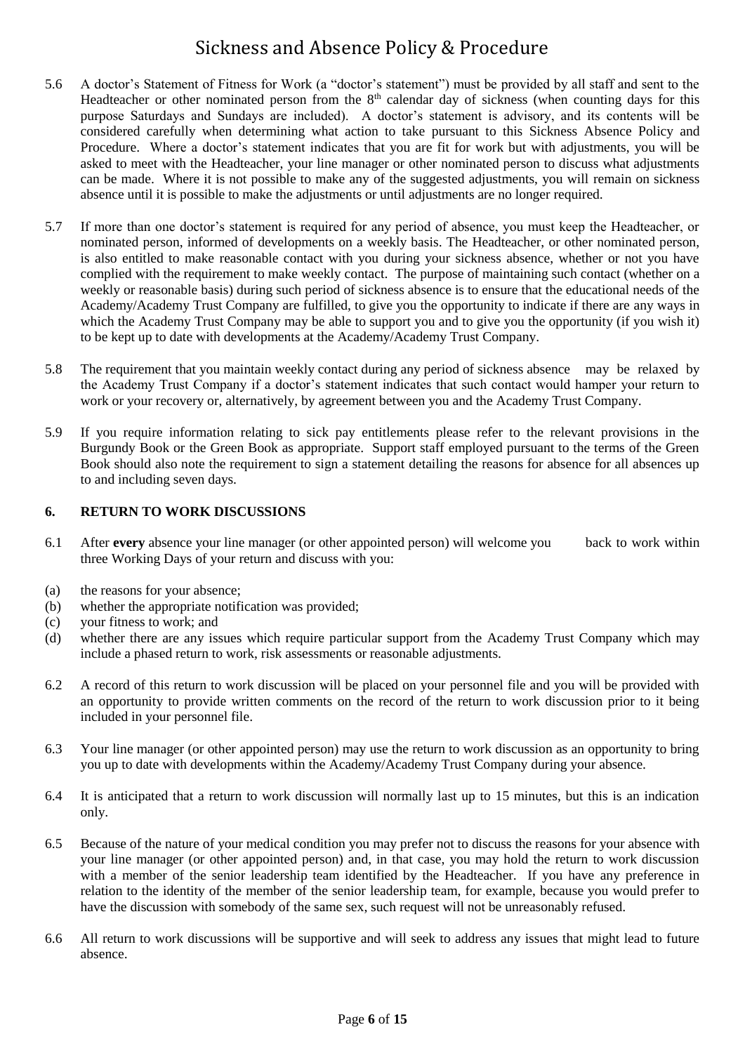5.6 A doctor's Statement of Fitness for Work (a "doctor's statement") must be provided by all staff and sent to the Headteacher or other nominated person from the 8th calendar day of sickness (when counting days for this purpose Saturdays and Sundays are included). A doctor's statement is advisory, and its contents will be considered carefully when determining what action to take pursuant to this Sickness Absence Policy and Procedure. Where a doctor's statement indicates that you are fit for work but with adjustments, you will be asked to meet with the Headteacher, your line manager or other nominated person to discuss what adjustments can be made. Where it is not possible to make any of the suggested adjustments, you will remain on sickness absence until it is possible to make the adjustments or until adjustments are no longer required.

5.7 If more than one doctor's statement is required for any period of absence, you must keep the Headteacher, or nominated person, informed of developments on a weekly basis. The Headteacher, or other nominated person, is also entitled to make reasonable contact with you during your sickness absence, whether or not you have complied with the requirement to make weekly contact. The purpose of maintaining such contact (whether on a weekly or reasonable basis) during such period of sickness absence is to ensure that the educational needs of the Academy/Academy Trust Company are fulfilled, to give you the opportunity to indicate if there are any ways in which the Academy Trust Company may be able to support you and to give you the opportunity (if you wish it) to be kept up to date with developments at the Academy/Academy Trust Company.

5.8 The requirement that you maintain weekly contact during any period of sickness absence may be relaxed by the Academy Trust Company if a doctor's statement indicates that such contact would hamper your return to work or your recovery or, alternatively, by agreement between you and the Academy Trust Company.

5.9 If you require information relating to sick pay entitlements please refer to the relevant provisions in the Burgundy Book or the Green Book as appropriate. Support staff employed pursuant to the terms of the Green Book should also note the requirement to sign a statement detailing the reasons for absence for all absences up to and including seven days.

## 6. RETURN TO WORK DISCUSSIONS

6.1 After **every** absence your line manager (or other appointed person) will welcome you back to work within three Working Days of your return and discuss with you:

(a) the reasons for your absence;
(b) whether the appropriate notification was provided;
(c) your fitness to work; and
(d) whether there are any issues which require particular support from the Academy Trust Company which may include a phased return to work, risk assessments or reasonable adjustments.

6.2 A record of this return to work discussion will be placed on your personnel file and you will be provided with an opportunity to provide written comments on the record of the return to work discussion prior to it being included in your personnel file.

6.3 Your line manager (or other appointed person) may use the return to work discussion as an opportunity to bring you up to date with developments within the Academy/Academy Trust Company during your absence.

6.4 It is anticipated that a return to work discussion will normally last up to 15 minutes, but this is an indication only.

6.5 Because of the nature of your medical condition you may prefer not to discuss the reasons for your absence with your line manager (or other appointed person) and, in that case, you may hold the return to work discussion with a member of the senior leadership team identified by the Headteacher. If you have any preference in relation to the identity of the member of the senior leadership team, for example, because you would prefer to have the discussion with somebody of the same sex, such request will not be unreasonably refused.

6.6 All return to work discussions will be supportive and will seek to address any issues that might lead to future absence.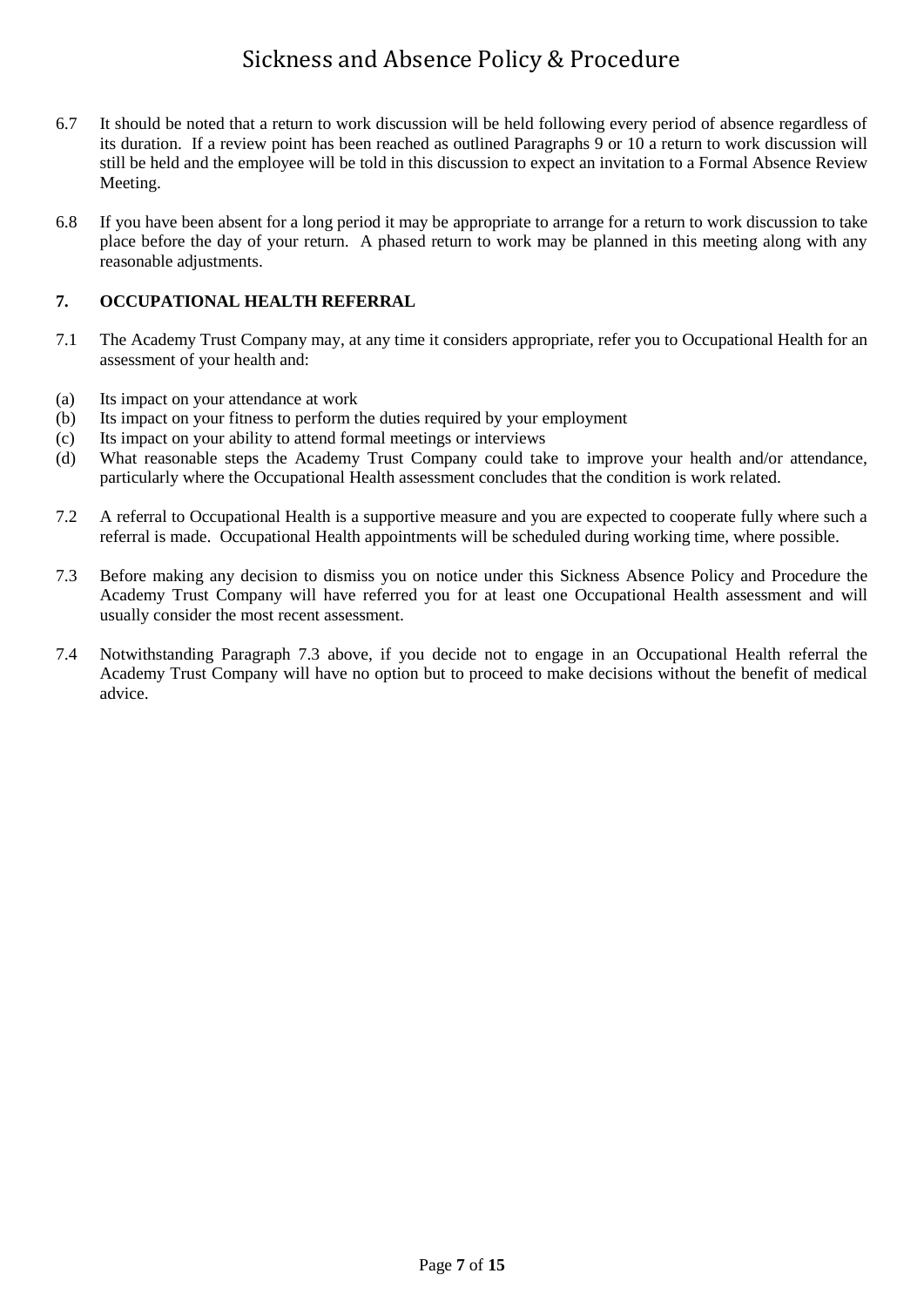6.7 It should be noted that a return to work discussion will be held following every period of absence regardless of its duration. If a review point has been reached as outlined Paragraphs 9 or 10 a return to work discussion will still be held and the employee will be told in this discussion to expect an invitation to a Formal Absence Review Meeting.

6.8 If you have been absent for a long period it may be appropriate to arrange for a return to work discussion to take place before the day of your return. A phased return to work may be planned in this meeting along with any reasonable adjustments.

## 7. OCCUPATIONAL HEALTH REFERRAL

7.1 The Academy Trust Company may, at any time it considers appropriate, refer you to Occupational Health for an assessment of your health and:

(a) Its impact on your attendance at work
(b) Its impact on your fitness to perform the duties required by your employment
(c) Its impact on your ability to attend formal meetings or interviews
(d) What reasonable steps the Academy Trust Company could take to improve your health and/or attendance, particularly where the Occupational Health assessment concludes that the condition is work related.

7.2 A referral to Occupational Health is a supportive measure and you are expected to cooperate fully where such a referral is made. Occupational Health appointments will be scheduled during working time, where possible.

7.3 Before making any decision to dismiss you on notice under this Sickness Absence Policy and Procedure the Academy Trust Company will have referred you for at least one Occupational Health assessment and will usually consider the most recent assessment.

7.4 Notwithstanding Paragraph 7.3 above, if you decide not to engage in an Occupational Health referral the Academy Trust Company will have no option but to proceed to make decisions without the benefit of medical advice.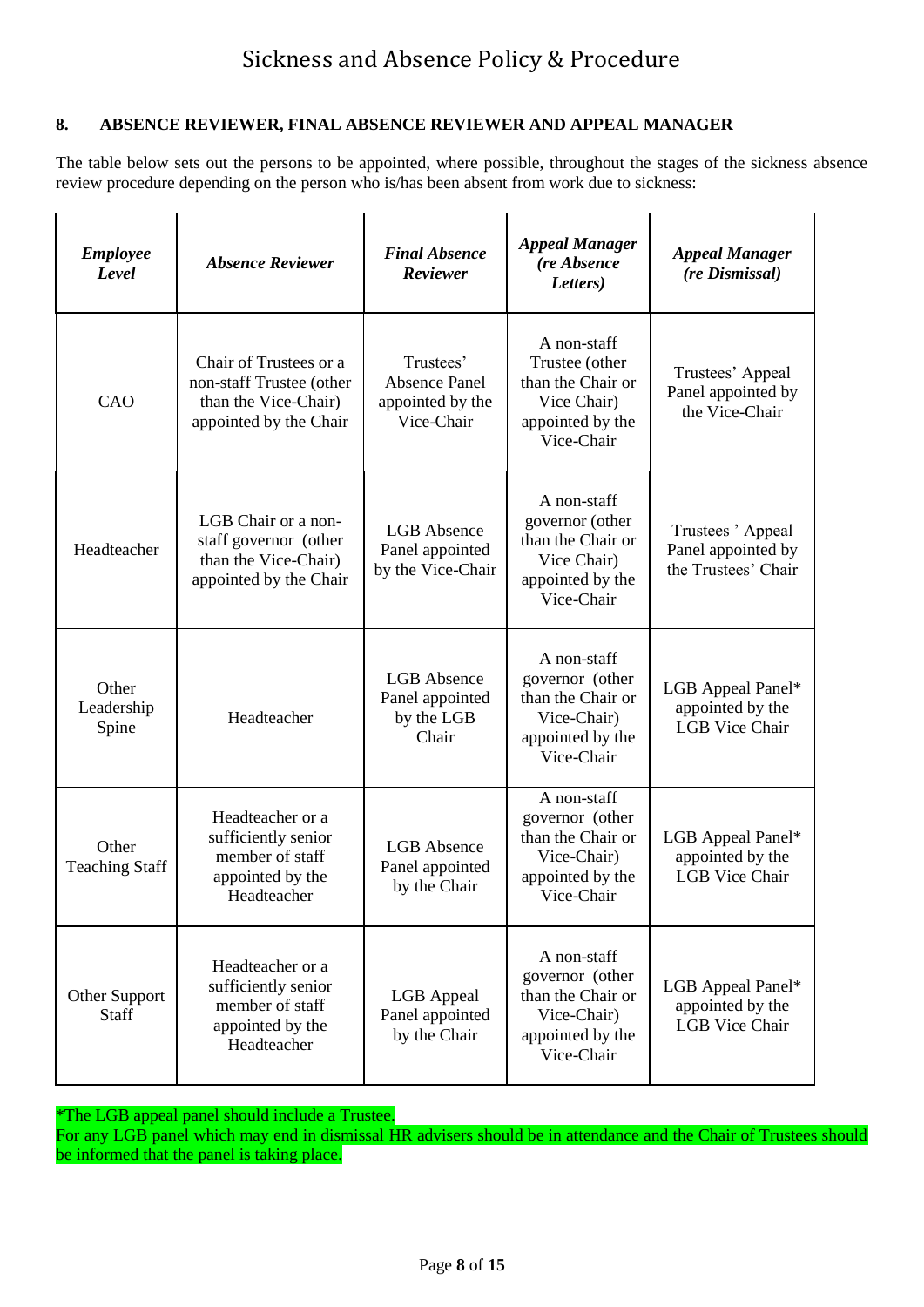## 8. ABSENCE REVIEWER, FINAL ABSENCE REVIEWER AND APPEAL MANAGER

The table below sets out the persons to be appointed, where possible, throughout the stages of the sickness absence review procedure depending on the person who is/has been absent from work due to sickness:

| ***Employee Level*** | ***Absence Reviewer*** | ***Final Absence Reviewer*** | ***Appeal Manager (re Absence Letters)*** | ***Appeal Manager (re Dismissal)*** |
|---|---|---|---|---|
| CAO | Chair of Trustees or a non-staff Trustee (other than the Vice-Chair) appointed by the Chair | Trustees' Absence Panel appointed by the Vice-Chair | A non-staff Trustee (other than the Chair or Vice Chair) appointed by the Vice-Chair | Trustees' Appeal Panel appointed by the Vice-Chair |
| Headteacher | LGB Chair or a non-staff governor (other than the Vice-Chair) appointed by the Chair | LGB Absence Panel appointed by the Vice-Chair | A non-staff governor (other than the Chair or Vice Chair) appointed by the Vice-Chair | Trustees ' Appeal Panel appointed by the Trustees' Chair |
| Other Leadership Spine | Headteacher | LGB Absence Panel appointed by the LGB Chair | A non-staff governor (other than the Chair or Vice-Chair) appointed by the Vice-Chair | LGB Appeal Panel* appointed by the LGB Vice Chair |
| Other Teaching Staff | Headteacher or a sufficiently senior member of staff appointed by the Headteacher | LGB Absence Panel appointed by the Chair | A non-staff governor (other than the Chair or Vice-Chair) appointed by the Vice-Chair | LGB Appeal Panel* appointed by the LGB Vice Chair |
| Other Support Staff | Headteacher or a sufficiently senior member of staff appointed by the Headteacher | LGB Appeal Panel appointed by the Chair | A non-staff governor (other than the Chair or Vice-Chair) appointed by the Vice-Chair | LGB Appeal Panel* appointed by the LGB Vice Chair |

*The LGB appeal panel should include a Trustee.
For any LGB panel which may end in dismissal HR advisers should be in attendance and the Chair of Trustees should be informed that the panel is taking place.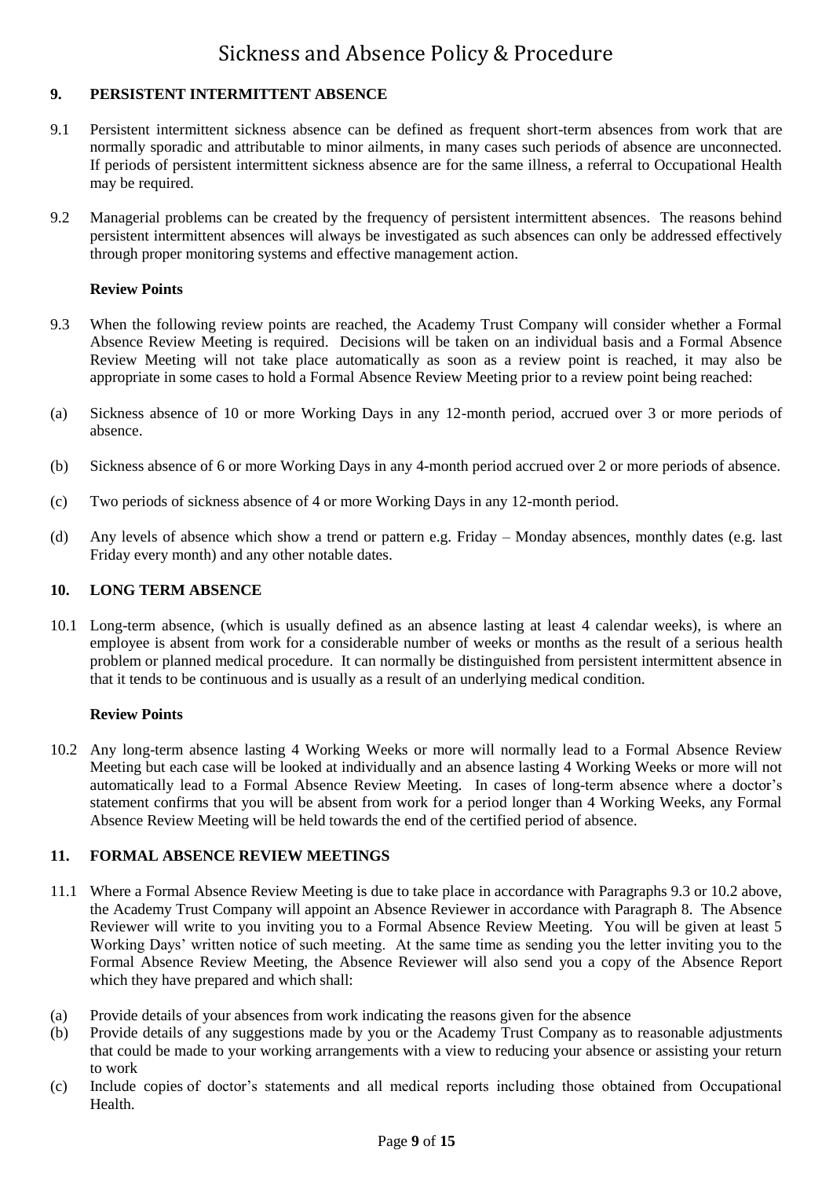## 9. PERSISTENT INTERMITTENT ABSENCE

9.1 Persistent intermittent sickness absence can be defined as frequent short-term absences from work that are normally sporadic and attributable to minor ailments, in many cases such periods of absence are unconnected. If periods of persistent intermittent sickness absence are for the same illness, a referral to Occupational Health may be required.

9.2 Managerial problems can be created by the frequency of persistent intermittent absences. The reasons behind persistent intermittent absences will always be investigated as such absences can only be addressed effectively through proper monitoring systems and effective management action.

**Review Points**

9.3 When the following review points are reached, the Academy Trust Company will consider whether a Formal Absence Review Meeting is required. Decisions will be taken on an individual basis and a Formal Absence Review Meeting will not take place automatically as soon as a review point is reached, it may also be appropriate in some cases to hold a Formal Absence Review Meeting prior to a review point being reached:

(a) Sickness absence of 10 or more Working Days in any 12-month period, accrued over 3 or more periods of absence.

(b) Sickness absence of 6 or more Working Days in any 4-month period accrued over 2 or more periods of absence.

(c) Two periods of sickness absence of 4 or more Working Days in any 12-month period.

(d) Any levels of absence which show a trend or pattern e.g. Friday – Monday absences, monthly dates (e.g. last Friday every month) and any other notable dates.

## 10. LONG TERM ABSENCE

10.1 Long-term absence, (which is usually defined as an absence lasting at least 4 calendar weeks), is where an employee is absent from work for a considerable number of weeks or months as the result of a serious health problem or planned medical procedure. It can normally be distinguished from persistent intermittent absence in that it tends to be continuous and is usually as a result of an underlying medical condition.

**Review Points**

10.2 Any long-term absence lasting 4 Working Weeks or more will normally lead to a Formal Absence Review Meeting but each case will be looked at individually and an absence lasting 4 Working Weeks or more will not automatically lead to a Formal Absence Review Meeting. In cases of long-term absence where a doctor's statement confirms that you will be absent from work for a period longer than 4 Working Weeks, any Formal Absence Review Meeting will be held towards the end of the certified period of absence.

## 11. FORMAL ABSENCE REVIEW MEETINGS

11.1 Where a Formal Absence Review Meeting is due to take place in accordance with Paragraphs 9.3 or 10.2 above, the Academy Trust Company will appoint an Absence Reviewer in accordance with Paragraph 8. The Absence Reviewer will write to you inviting you to a Formal Absence Review Meeting. You will be given at least 5 Working Days' written notice of such meeting. At the same time as sending you the letter inviting you to the Formal Absence Review Meeting, the Absence Reviewer will also send you a copy of the Absence Report which they have prepared and which shall:

(a) Provide details of your absences from work indicating the reasons given for the absence
(b) Provide details of any suggestions made by you or the Academy Trust Company as to reasonable adjustments that could be made to your working arrangements with a view to reducing your absence or assisting your return to work
(c) Include copies of doctor's statements and all medical reports including those obtained from Occupational Health.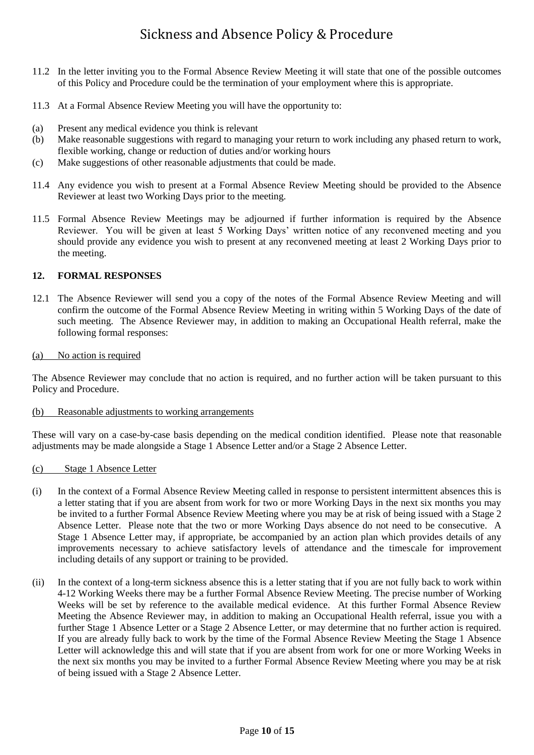11.2 In the letter inviting you to the Formal Absence Review Meeting it will state that one of the possible outcomes of this Policy and Procedure could be the termination of your employment where this is appropriate.

11.3 At a Formal Absence Review Meeting you will have the opportunity to:

(a) Present any medical evidence you think is relevant
(b) Make reasonable suggestions with regard to managing your return to work including any phased return to work, flexible working, change or reduction of duties and/or working hours
(c) Make suggestions of other reasonable adjustments that could be made.

11.4 Any evidence you wish to present at a Formal Absence Review Meeting should be provided to the Absence Reviewer at least two Working Days prior to the meeting.

11.5 Formal Absence Review Meetings may be adjourned if further information is required by the Absence Reviewer. You will be given at least 5 Working Days' written notice of any reconvened meeting and you should provide any evidence you wish to present at any reconvened meeting at least 2 Working Days prior to the meeting.

## 12. FORMAL RESPONSES

12.1 The Absence Reviewer will send you a copy of the notes of the Formal Absence Review Meeting and will confirm the outcome of the Formal Absence Review Meeting in writing within 5 Working Days of the date of such meeting. The Absence Reviewer may, in addition to making an Occupational Health referral, make the following formal responses:

<u>(a) No action is required</u>

The Absence Reviewer may conclude that no action is required, and no further action will be taken pursuant to this Policy and Procedure.

<u>(b) Reasonable adjustments to working arrangements</u>

These will vary on a case-by-case basis depending on the medical condition identified. Please note that reasonable adjustments may be made alongside a Stage 1 Absence Letter and/or a Stage 2 Absence Letter.

<u>(c) Stage 1 Absence Letter</u>

(i) In the context of a Formal Absence Review Meeting called in response to persistent intermittent absences this is a letter stating that if you are absent from work for two or more Working Days in the next six months you may be invited to a further Formal Absence Review Meeting where you may be at risk of being issued with a Stage 2 Absence Letter. Please note that the two or more Working Days absence do not need to be consecutive. A Stage 1 Absence Letter may, if appropriate, be accompanied by an action plan which provides details of any improvements necessary to achieve satisfactory levels of attendance and the timescale for improvement including details of any support or training to be provided.

(ii) In the context of a long-term sickness absence this is a letter stating that if you are not fully back to work within 4-12 Working Weeks there may be a further Formal Absence Review Meeting. The precise number of Working Weeks will be set by reference to the available medical evidence. At this further Formal Absence Review Meeting the Absence Reviewer may, in addition to making an Occupational Health referral, issue you with a further Stage 1 Absence Letter or a Stage 2 Absence Letter, or may determine that no further action is required. If you are already fully back to work by the time of the Formal Absence Review Meeting the Stage 1 Absence Letter will acknowledge this and will state that if you are absent from work for one or more Working Weeks in the next six months you may be invited to a further Formal Absence Review Meeting where you may be at risk of being issued with a Stage 2 Absence Letter.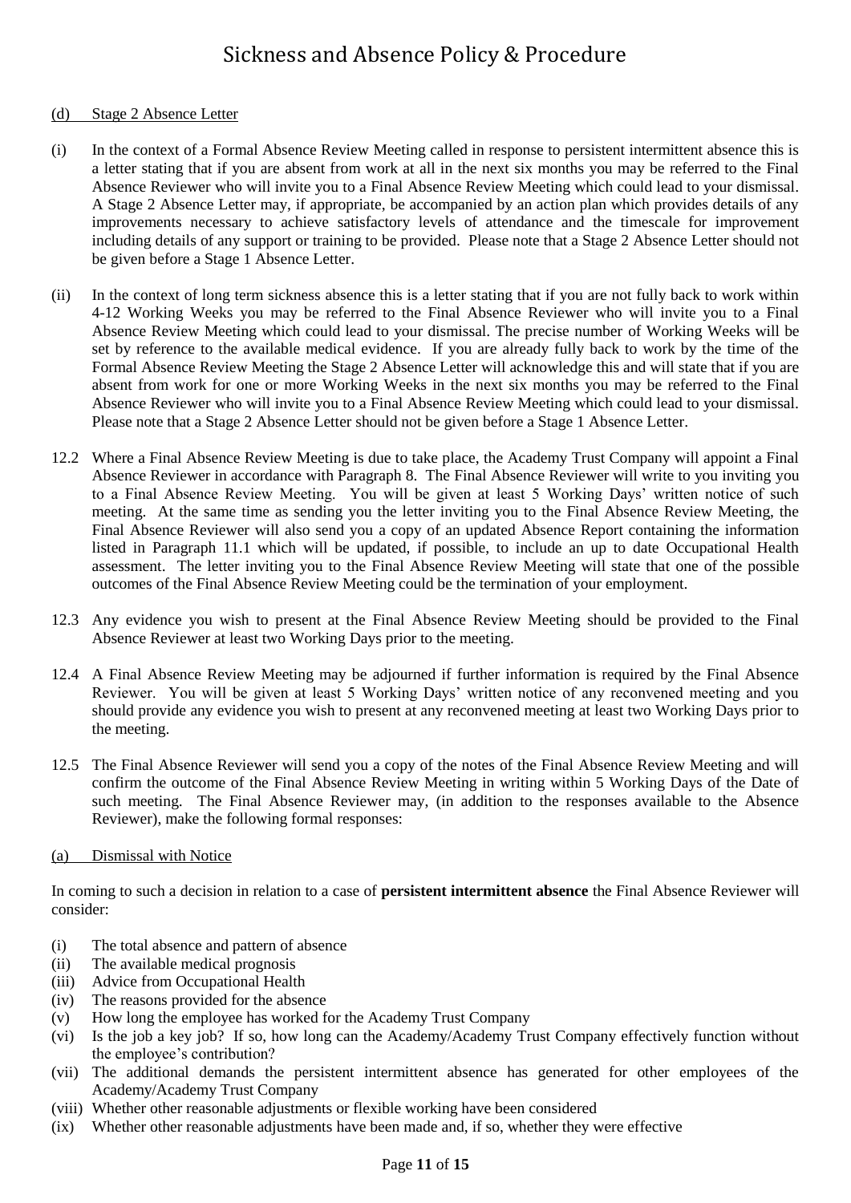(d) Stage 2 Absence Letter

(i) In the context of a Formal Absence Review Meeting called in response to persistent intermittent absence this is a letter stating that if you are absent from work at all in the next six months you may be referred to the Final Absence Reviewer who will invite you to a Final Absence Review Meeting which could lead to your dismissal. A Stage 2 Absence Letter may, if appropriate, be accompanied by an action plan which provides details of any improvements necessary to achieve satisfactory levels of attendance and the timescale for improvement including details of any support or training to be provided. Please note that a Stage 2 Absence Letter should not be given before a Stage 1 Absence Letter.

(ii) In the context of long term sickness absence this is a letter stating that if you are not fully back to work within 4-12 Working Weeks you may be referred to the Final Absence Reviewer who will invite you to a Final Absence Review Meeting which could lead to your dismissal. The precise number of Working Weeks will be set by reference to the available medical evidence. If you are already fully back to work by the time of the Formal Absence Review Meeting the Stage 2 Absence Letter will acknowledge this and will state that if you are absent from work for one or more Working Weeks in the next six months you may be referred to the Final Absence Reviewer who will invite you to a Final Absence Review Meeting which could lead to your dismissal. Please note that a Stage 2 Absence Letter should not be given before a Stage 1 Absence Letter.

12.2 Where a Final Absence Review Meeting is due to take place, the Academy Trust Company will appoint a Final Absence Reviewer in accordance with Paragraph 8. The Final Absence Reviewer will write to you inviting you to a Final Absence Review Meeting. You will be given at least 5 Working Days' written notice of such meeting. At the same time as sending you the letter inviting you to the Final Absence Review Meeting, the Final Absence Reviewer will also send you a copy of an updated Absence Report containing the information listed in Paragraph 11.1 which will be updated, if possible, to include an up to date Occupational Health assessment. The letter inviting you to the Final Absence Review Meeting will state that one of the possible outcomes of the Final Absence Review Meeting could be the termination of your employment.

12.3 Any evidence you wish to present at the Final Absence Review Meeting should be provided to the Final Absence Reviewer at least two Working Days prior to the meeting.

12.4 A Final Absence Review Meeting may be adjourned if further information is required by the Final Absence Reviewer. You will be given at least 5 Working Days' written notice of any reconvened meeting and you should provide any evidence you wish to present at any reconvened meeting at least two Working Days prior to the meeting.

12.5 The Final Absence Reviewer will send you a copy of the notes of the Final Absence Review Meeting and will confirm the outcome of the Final Absence Review Meeting in writing within 5 Working Days of the Date of such meeting. The Final Absence Reviewer may, (in addition to the responses available to the Absence Reviewer), make the following formal responses:

(a) Dismissal with Notice

In coming to such a decision in relation to a case of **persistent intermittent absence** the Final Absence Reviewer will consider:

(i) The total absence and pattern of absence
(ii) The available medical prognosis
(iii) Advice from Occupational Health
(iv) The reasons provided for the absence
(v) How long the employee has worked for the Academy Trust Company
(vi) Is the job a key job? If so, how long can the Academy/Academy Trust Company effectively function without the employee's contribution?
(vii) The additional demands the persistent intermittent absence has generated for other employees of the Academy/Academy Trust Company
(viii) Whether other reasonable adjustments or flexible working have been considered
(ix) Whether other reasonable adjustments have been made and, if so, whether they were effective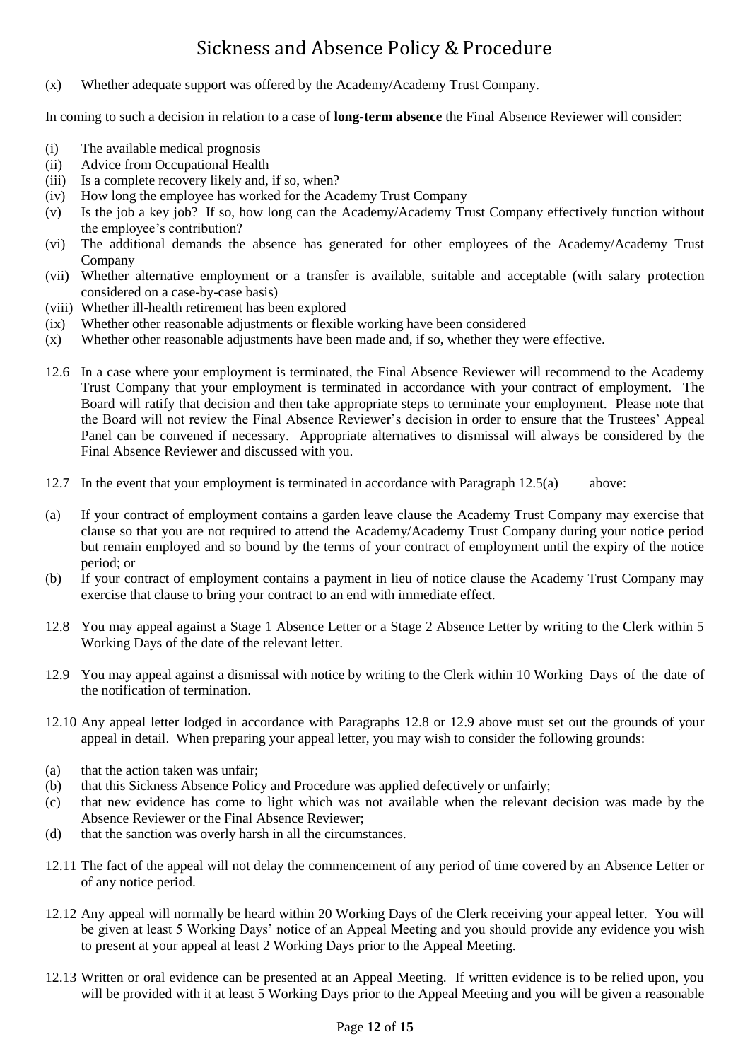(x) Whether adequate support was offered by the Academy/Academy Trust Company.

In coming to such a decision in relation to a case of **long-term absence** the Final Absence Reviewer will consider:

(i) The available medical prognosis
(ii) Advice from Occupational Health
(iii) Is a complete recovery likely and, if so, when?
(iv) How long the employee has worked for the Academy Trust Company
(v) Is the job a key job? If so, how long can the Academy/Academy Trust Company effectively function without the employee's contribution?
(vi) The additional demands the absence has generated for other employees of the Academy/Academy Trust Company
(vii) Whether alternative employment or a transfer is available, suitable and acceptable (with salary protection considered on a case-by-case basis)
(viii) Whether ill-health retirement has been explored
(ix) Whether other reasonable adjustments or flexible working have been considered
(x) Whether other reasonable adjustments have been made and, if so, whether they were effective.

12.6 In a case where your employment is terminated, the Final Absence Reviewer will recommend to the Academy Trust Company that your employment is terminated in accordance with your contract of employment. The Board will ratify that decision and then take appropriate steps to terminate your employment. Please note that the Board will not review the Final Absence Reviewer's decision in order to ensure that the Trustees' Appeal Panel can be convened if necessary. Appropriate alternatives to dismissal will always be considered by the Final Absence Reviewer and discussed with you.

12.7 In the event that your employment is terminated in accordance with Paragraph 12.5(a) above:

(a) If your contract of employment contains a garden leave clause the Academy Trust Company may exercise that clause so that you are not required to attend the Academy/Academy Trust Company during your notice period but remain employed and so bound by the terms of your contract of employment until the expiry of the notice period; or
(b) If your contract of employment contains a payment in lieu of notice clause the Academy Trust Company may exercise that clause to bring your contract to an end with immediate effect.

12.8 You may appeal against a Stage 1 Absence Letter or a Stage 2 Absence Letter by writing to the Clerk within 5 Working Days of the date of the relevant letter.

12.9 You may appeal against a dismissal with notice by writing to the Clerk within 10 Working Days of the date of the notification of termination.

12.10 Any appeal letter lodged in accordance with Paragraphs 12.8 or 12.9 above must set out the grounds of your appeal in detail. When preparing your appeal letter, you may wish to consider the following grounds:

(a) that the action taken was unfair;
(b) that this Sickness Absence Policy and Procedure was applied defectively or unfairly;
(c) that new evidence has come to light which was not available when the relevant decision was made by the Absence Reviewer or the Final Absence Reviewer;
(d) that the sanction was overly harsh in all the circumstances.

12.11 The fact of the appeal will not delay the commencement of any period of time covered by an Absence Letter or of any notice period.

12.12 Any appeal will normally be heard within 20 Working Days of the Clerk receiving your appeal letter. You will be given at least 5 Working Days' notice of an Appeal Meeting and you should provide any evidence you wish to present at your appeal at least 2 Working Days prior to the Appeal Meeting.

12.13 Written or oral evidence can be presented at an Appeal Meeting. If written evidence is to be relied upon, you will be provided with it at least 5 Working Days prior to the Appeal Meeting and you will be given a reasonable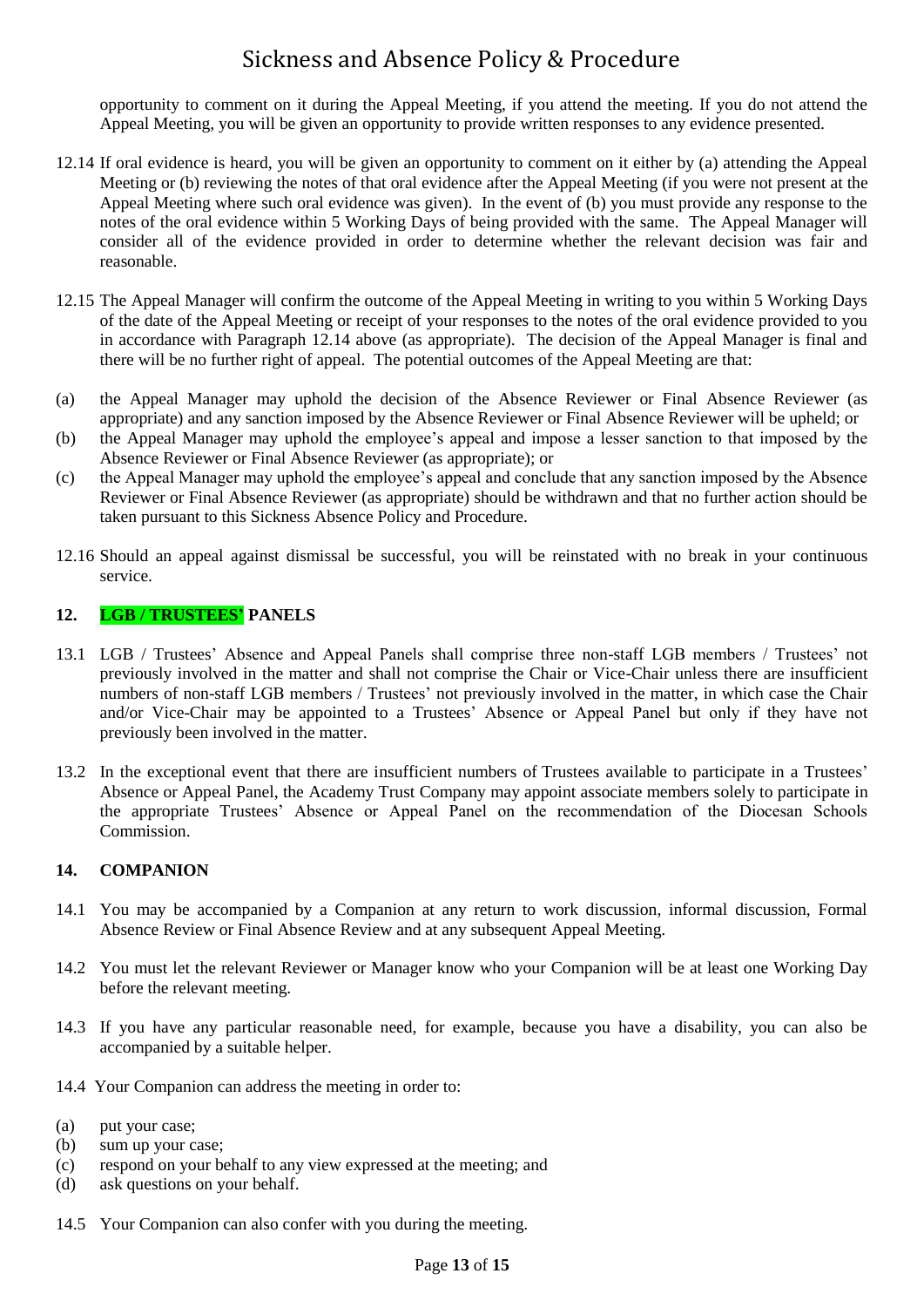opportunity to comment on it during the Appeal Meeting, if you attend the meeting. If you do not attend the Appeal Meeting, you will be given an opportunity to provide written responses to any evidence presented.

12.14 If oral evidence is heard, you will be given an opportunity to comment on it either by (a) attending the Appeal Meeting or (b) reviewing the notes of that oral evidence after the Appeal Meeting (if you were not present at the Appeal Meeting where such oral evidence was given). In the event of (b) you must provide any response to the notes of the oral evidence within 5 Working Days of being provided with the same. The Appeal Manager will consider all of the evidence provided in order to determine whether the relevant decision was fair and reasonable.

12.15 The Appeal Manager will confirm the outcome of the Appeal Meeting in writing to you within 5 Working Days of the date of the Appeal Meeting or receipt of your responses to the notes of the oral evidence provided to you in accordance with Paragraph 12.14 above (as appropriate). The decision of the Appeal Manager is final and there will be no further right of appeal. The potential outcomes of the Appeal Meeting are that:

(a) the Appeal Manager may uphold the decision of the Absence Reviewer or Final Absence Reviewer (as appropriate) and any sanction imposed by the Absence Reviewer or Final Absence Reviewer will be upheld; or
(b) the Appeal Manager may uphold the employee's appeal and impose a lesser sanction to that imposed by the Absence Reviewer or Final Absence Reviewer (as appropriate); or
(c) the Appeal Manager may uphold the employee's appeal and conclude that any sanction imposed by the Absence Reviewer or Final Absence Reviewer (as appropriate) should be withdrawn and that no further action should be taken pursuant to this Sickness Absence Policy and Procedure.

12.16 Should an appeal against dismissal be successful, you will be reinstated with no break in your continuous service.

## 12. LGB / TRUSTEES' PANELS

13.1 LGB / Trustees' Absence and Appeal Panels shall comprise three non-staff LGB members / Trustees' not previously involved in the matter and shall not comprise the Chair or Vice-Chair unless there are insufficient numbers of non-staff LGB members / Trustees' not previously involved in the matter, in which case the Chair and/or Vice-Chair may be appointed to a Trustees' Absence or Appeal Panel but only if they have not previously been involved in the matter.

13.2 In the exceptional event that there are insufficient numbers of Trustees available to participate in a Trustees' Absence or Appeal Panel, the Academy Trust Company may appoint associate members solely to participate in the appropriate Trustees' Absence or Appeal Panel on the recommendation of the Diocesan Schools Commission.

## 14. COMPANION

14.1 You may be accompanied by a Companion at any return to work discussion, informal discussion, Formal Absence Review or Final Absence Review and at any subsequent Appeal Meeting.

14.2 You must let the relevant Reviewer or Manager know who your Companion will be at least one Working Day before the relevant meeting.

14.3 If you have any particular reasonable need, for example, because you have a disability, you can also be accompanied by a suitable helper.

14.4 Your Companion can address the meeting in order to:

(a) put your case;
(b) sum up your case;
(c) respond on your behalf to any view expressed at the meeting; and
(d) ask questions on your behalf.

14.5 Your Companion can also confer with you during the meeting.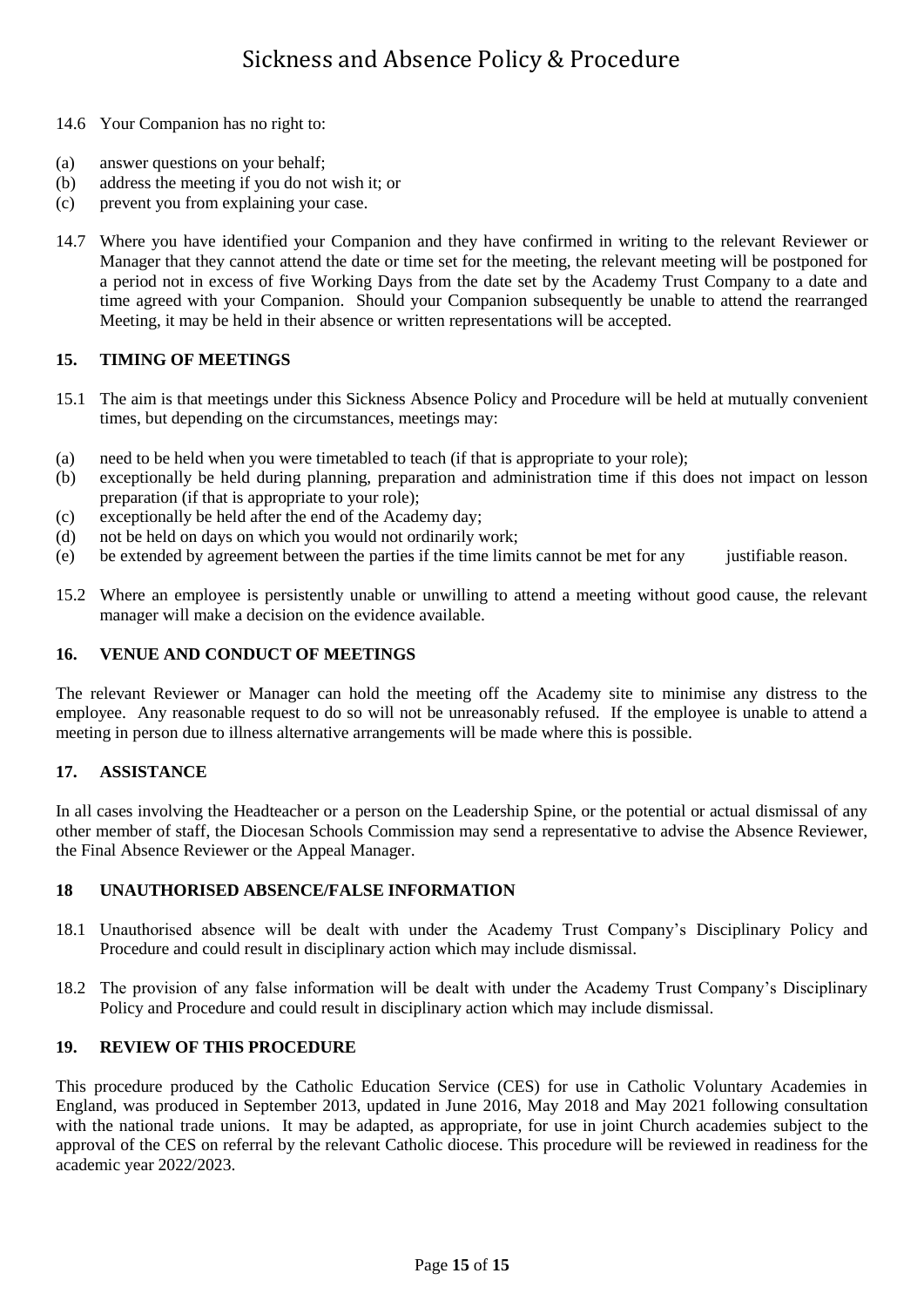14.6 Your Companion has no right to:

(a) answer questions on your behalf;
(b) address the meeting if you do not wish it; or
(c) prevent you from explaining your case.

14.7 Where you have identified your Companion and they have confirmed in writing to the relevant Reviewer or Manager that they cannot attend the date or time set for the meeting, the relevant meeting will be postponed for a period not in excess of five Working Days from the date set by the Academy Trust Company to a date and time agreed with your Companion. Should your Companion subsequently be unable to attend the rearranged Meeting, it may be held in their absence or written representations will be accepted.

## 15. TIMING OF MEETINGS

15.1 The aim is that meetings under this Sickness Absence Policy and Procedure will be held at mutually convenient times, but depending on the circumstances, meetings may:

(a) need to be held when you were timetabled to teach (if that is appropriate to your role);
(b) exceptionally be held during planning, preparation and administration time if this does not impact on lesson preparation (if that is appropriate to your role);
(c) exceptionally be held after the end of the Academy day;
(d) not be held on days on which you would not ordinarily work;
(e) be extended by agreement between the parties if the time limits cannot be met for any justifiable reason.

15.2 Where an employee is persistently unable or unwilling to attend a meeting without good cause, the relevant manager will make a decision on the evidence available.

## 16. VENUE AND CONDUCT OF MEETINGS

The relevant Reviewer or Manager can hold the meeting off the Academy site to minimise any distress to the employee. Any reasonable request to do so will not be unreasonably refused. If the employee is unable to attend a meeting in person due to illness alternative arrangements will be made where this is possible.

## 17. ASSISTANCE

In all cases involving the Headteacher or a person on the Leadership Spine, or the potential or actual dismissal of any other member of staff, the Diocesan Schools Commission may send a representative to advise the Absence Reviewer, the Final Absence Reviewer or the Appeal Manager.

## 18 UNAUTHORISED ABSENCE/FALSE INFORMATION

18.1 Unauthorised absence will be dealt with under the Academy Trust Company's Disciplinary Policy and Procedure and could result in disciplinary action which may include dismissal.

18.2 The provision of any false information will be dealt with under the Academy Trust Company's Disciplinary Policy and Procedure and could result in disciplinary action which may include dismissal.

## 19. REVIEW OF THIS PROCEDURE

This procedure produced by the Catholic Education Service (CES) for use in Catholic Voluntary Academies in England, was produced in September 2013, updated in June 2016, May 2018 and May 2021 following consultation with the national trade unions. It may be adapted, as appropriate, for use in joint Church academies subject to the approval of the CES on referral by the relevant Catholic diocese. This procedure will be reviewed in readiness for the academic year 2022/2023.